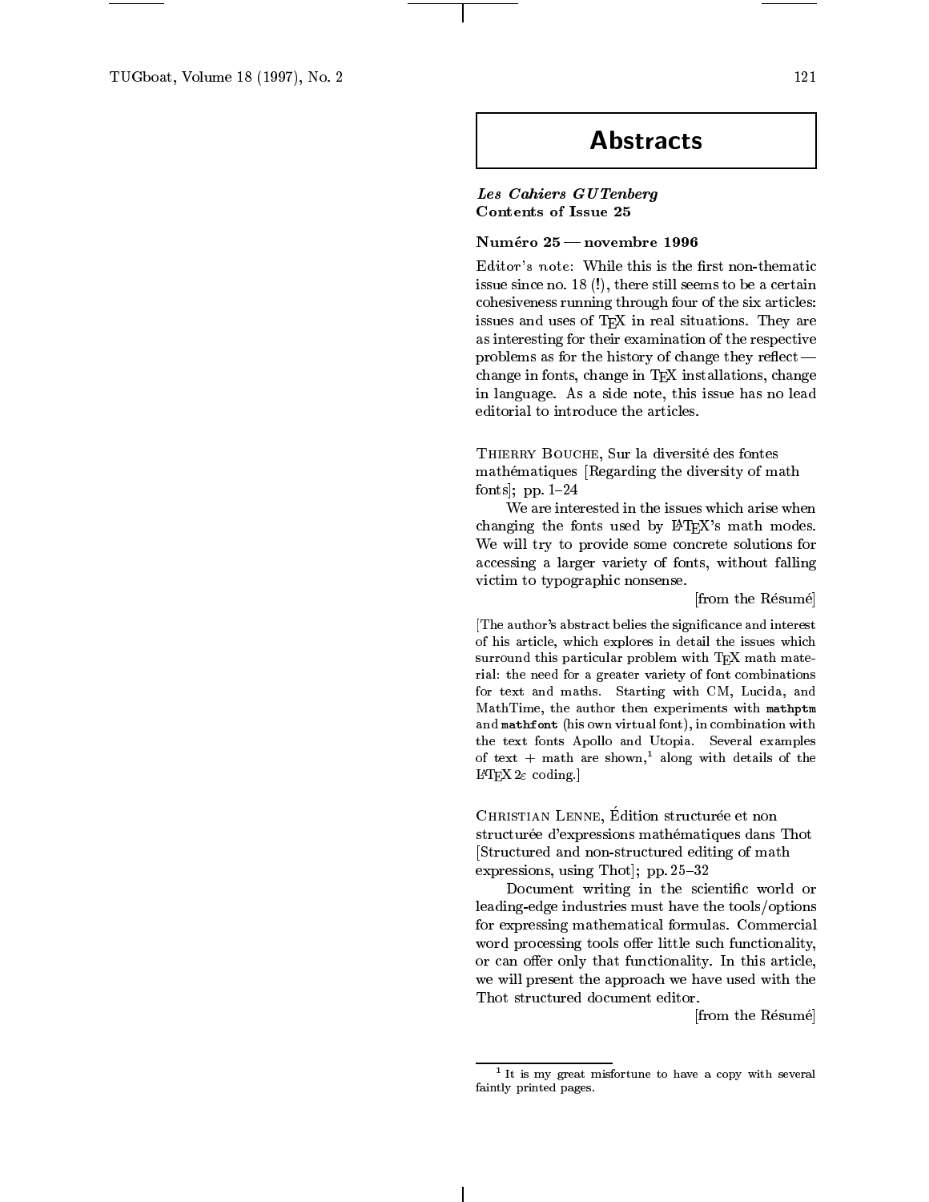# Abstracts

***Les Cahiers GUTenberg***
**Contents of Issue 25**

### Numéro 25 — novembre 1996

Editor's note: While this is the first non-thematic issue since no. 18 (**!**), there still seems to be a certain cohesiveness running through four of the six articles: issues and uses of TEX in real situations. They are as interesting for their examination of the respective problems as for the history of change they reflect — change in fonts, change in TEX installations, change in language. As a side note, this issue has no lead editorial to introduce the articles.

THIERRY BOUCHE, Sur la diversité des fontes mathématiques [Regarding the diversity of math fonts]; pp. 1–24

We are interested in the issues which arise when changing the fonts used by LATEX's math modes. We will try to provide some concrete solutions for accessing a larger variety of fonts, without falling victim to typographic nonsense.

[from the Résumé]

[The author's abstract belies the significance and interest of his article, which explores in detail the issues which surround this particular problem with TEX math material: the need for a greater variety of font combinations for text and maths. Starting with CM, Lucida, and MathTime, the author then experiments with `mathptm` and `mathfont` (his own virtual font), in combination with the text fonts Apollo and Utopia. Several examples of text + math are shown,[1] along with details of the LATEX $2_\varepsilon$ coding.]

CHRISTIAN LENNE, Édition structurée et non structurée d'expressions mathématiques dans Thot [Structured and non-structured editing of math expressions, using Thot]; pp. 25–32

Document writing in the scientific world or leading-edge industries must have the tools/options for expressing mathematical formulas. Commercial word processing tools offer little such functionality, or can offer only that functionality. In this article, we will present the approach we have used with the Thot structured document editor.

[from the Résumé]

[1] It is my great misfortune to have a copy with several faintly printed pages.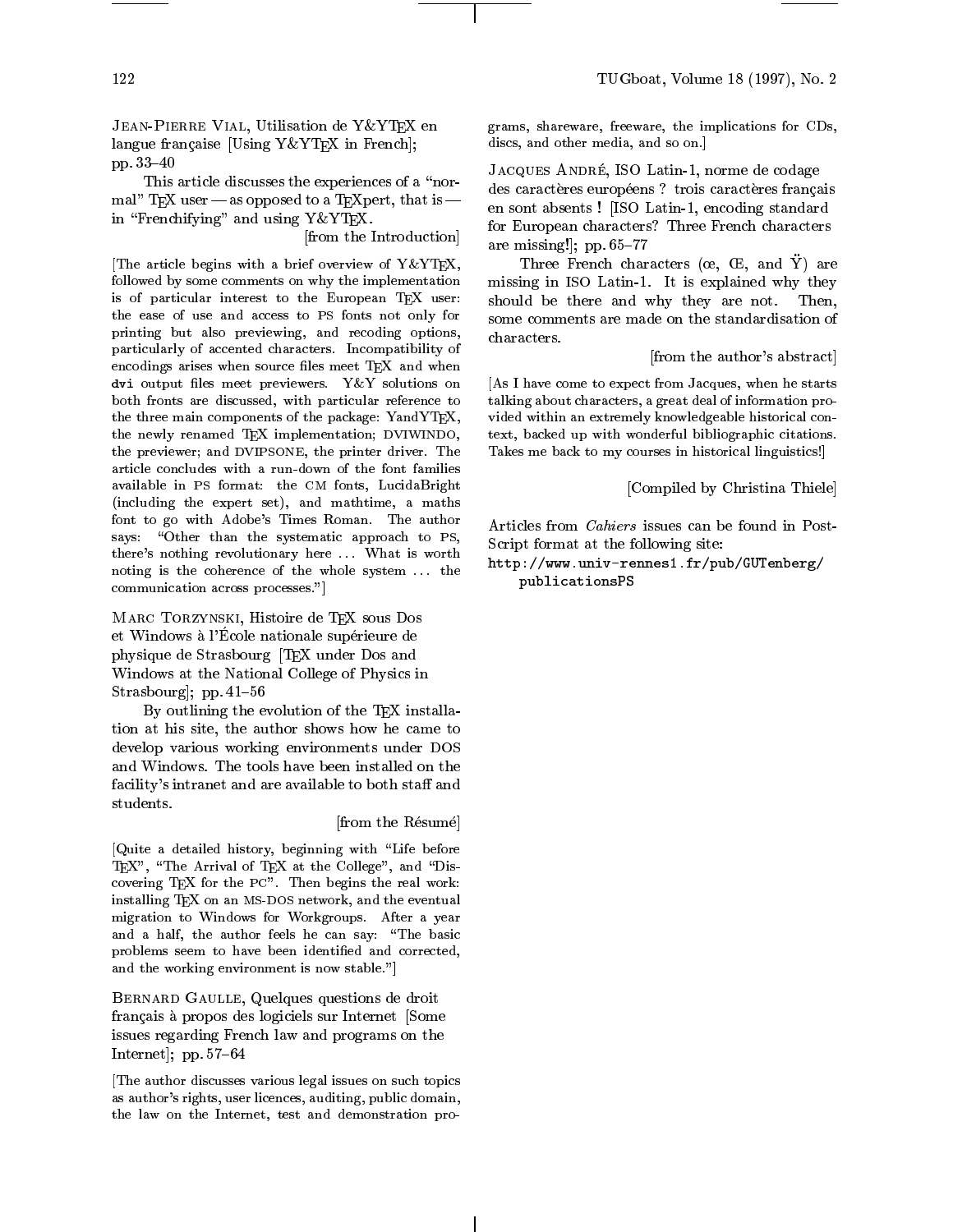Jean-Pierre Vial, Utilisation de Y&YTeX en langue française [Using Y&YTeX in French]; pp. 33–40

This article discusses the experiences of a "normal" TeX user — as opposed to a TeXpert, that is — in "Frenchifying" and using Y&YTeX.

[from the Introduction]

[The article begins with a brief overview of Y&YTeX, followed by some comments on why the implementation is of particular interest to the European TeX user: the ease of use and access to PS fonts not only for printing but also previewing, and recoding options, particularly of accented characters. Incompatibility of encodings arises when source files meet TeX and when dvi output files meet previewers. Y&Y solutions on both fronts are discussed, with particular reference to the three main components of the package: YandYTeX, the newly renamed TeX implementation; DVIWINDO, the previewer; and DVIPSONE, the printer driver. The article concludes with a run-down of the font families available in PS format: the CM fonts, LucidaBright (including the expert set), and mathtime, a maths font to go with Adobe's Times Roman. The author says: "Other than the systematic approach to PS, there's nothing revolutionary here ... What is worth noting is the coherence of the whole system ... the communication across processes."]

Marc Torzynski, Histoire de TeX sous Dos et Windows à l'École nationale supérieure de physique de Strasbourg [TeX under Dos and Windows at the National College of Physics in Strasbourg]; pp. 41–56

By outlining the evolution of the TeX installation at his site, the author shows how he came to develop various working environments under DOS and Windows. The tools have been installed on the facility's intranet and are available to both staff and students.

[from the Résumé]

[Quite a detailed history, beginning with "Life before TeX", "The Arrival of TeX at the College", and "Discovering TeX for the PC". Then begins the real work: installing TeX on an MS-DOS network, and the eventual migration to Windows for Workgroups. After a year and a half, the author feels he can say: "The basic problems seem to have been identified and corrected, and the working environment is now stable."]

Bernard Gaulle, Quelques questions de droit français à propos des logiciels sur Internet [Some issues regarding French law and programs on the Internet]; pp. 57–64

[The author discusses various legal issues on such topics as author's rights, user licences, auditing, public domain, the law on the Internet, test and demonstration programs, shareware, freeware, the implications for CDs, discs, and other media, and so on.]

Jacques André, ISO Latin-1, norme de codage des caractères européens ? trois caractères français en sont absents ! [ISO Latin-1, encoding standard for European characters? Three French characters are missing!]; pp. 65–77

Three French characters (œ, Œ, and Ÿ) are missing in ISO Latin-1. It is explained why they should be there and why they are not. Then, some comments are made on the standardisation of characters.

[from the author's abstract]

[As I have come to expect from Jacques, when he starts talking about characters, a great deal of information provided within an extremely knowledgeable historical context, backed up with wonderful bibliographic citations. Takes me back to my courses in historical linguistics!]

[Compiled by Christina Thiele]

Articles from *Cahiers* issues can be found in PostScript format at the following site:

`http://www.univ-rennes1.fr/pub/GUTenberg/publicationsPS`